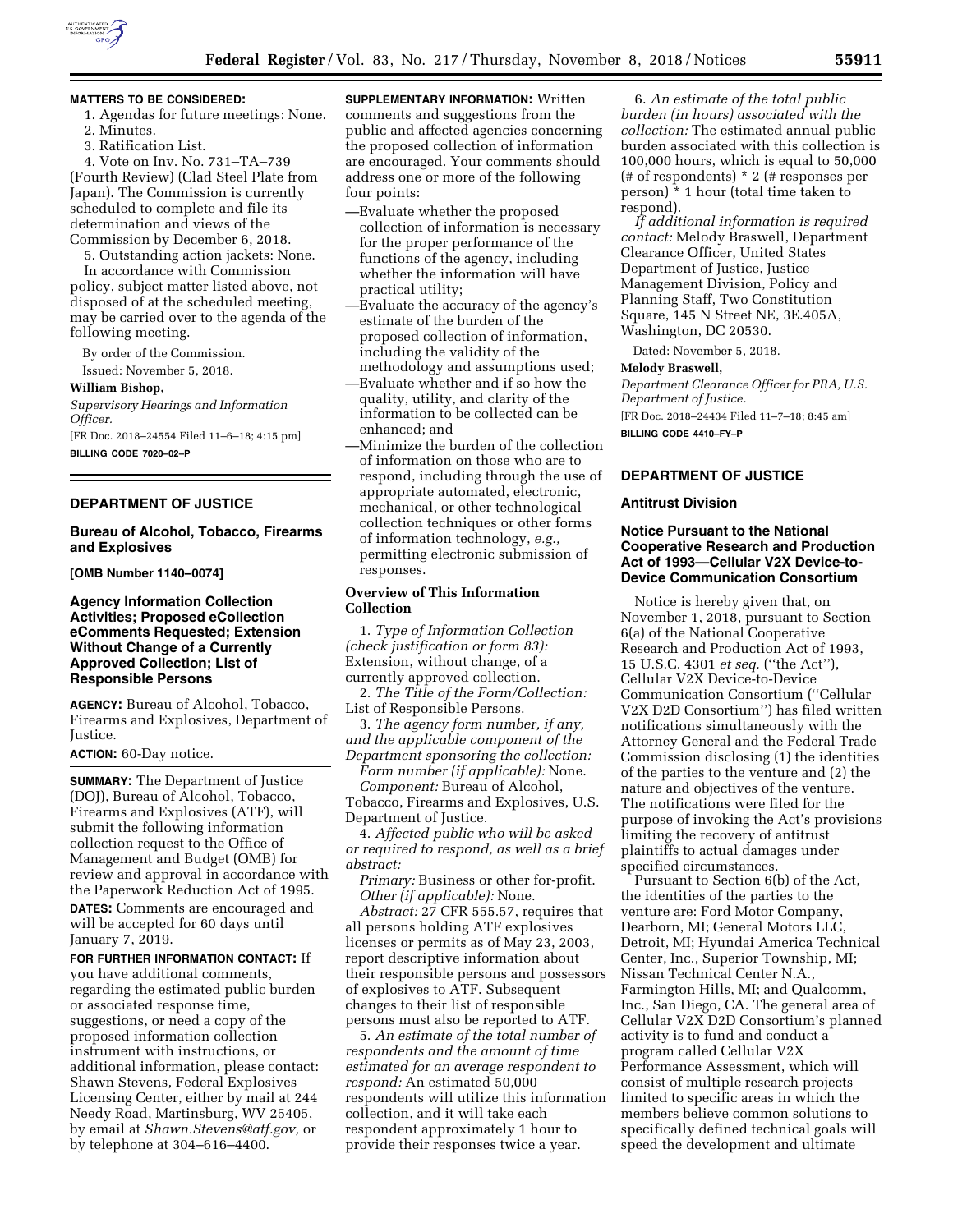**MATTERS TO BE CONSIDERED:**

1. Agendas for future meetings: None.
2. Minutes.
3. Ratification List.
4. Vote on Inv. No. 731–TA–739 (Fourth Review) (Clad Steel Plate from Japan). The Commission is currently scheduled to complete and file its determination and views of the Commission by December 6, 2018.
5. Outstanding action jackets: None.

In accordance with Commission policy, subject matter listed above, not disposed of at the scheduled meeting, may be carried over to the agenda of the following meeting.

By order of the Commission.

Issued: November 5, 2018.

**William Bishop,**

*Supervisory Hearings and Information Officer.*

[FR Doc. 2018–24554 Filed 11–6–18; 4:15 pm]

**BILLING CODE 7020–02–P**

## DEPARTMENT OF JUSTICE

### Bureau of Alcohol, Tobacco, Firearms and Explosives

**[OMB Number 1140–0074]**

### Agency Information Collection Activities; Proposed eCollection eComments Requested; Extension Without Change of a Currently Approved Collection; List of Responsible Persons

**AGENCY:** Bureau of Alcohol, Tobacco, Firearms and Explosives, Department of Justice.

**ACTION:** 60-Day notice.

**SUMMARY:** The Department of Justice (DOJ), Bureau of Alcohol, Tobacco, Firearms and Explosives (ATF), will submit the following information collection request to the Office of Management and Budget (OMB) for review and approval in accordance with the Paperwork Reduction Act of 1995.

**DATES:** Comments are encouraged and will be accepted for 60 days until January 7, 2019.

**FOR FURTHER INFORMATION CONTACT:** If you have additional comments, regarding the estimated public burden or associated response time, suggestions, or need a copy of the proposed information collection instrument with instructions, or additional information, please contact: Shawn Stevens, Federal Explosives Licensing Center, either by mail at 244 Needy Road, Martinsburg, WV 25405, by email at *Shawn.Stevens@atf.gov,* or by telephone at 304–616–4400.

**SUPPLEMENTARY INFORMATION:** Written comments and suggestions from the public and affected agencies concerning the proposed collection of information are encouraged. Your comments should address one or more of the following four points:

—Evaluate whether the proposed collection of information is necessary for the proper performance of the functions of the agency, including whether the information will have practical utility;

—Evaluate the accuracy of the agency's estimate of the burden of the proposed collection of information, including the validity of the methodology and assumptions used;

—Evaluate whether and if so how the quality, utility, and clarity of the information to be collected can be enhanced; and

—Minimize the burden of the collection of information on those who are to respond, including through the use of appropriate automated, electronic, mechanical, or other technological collection techniques or other forms of information technology, *e.g.,* permitting electronic submission of responses.

#### Overview of This Information Collection

1. *Type of Information Collection (check justification or form 83):* Extension, without change, of a currently approved collection.

2. *The Title of the Form/Collection:* List of Responsible Persons.

3. *The agency form number, if any, and the applicable component of the Department sponsoring the collection:*

*Form number (if applicable):* None.

*Component:* Bureau of Alcohol, Tobacco, Firearms and Explosives, U.S. Department of Justice.

4. *Affected public who will be asked or required to respond, as well as a brief abstract:*

*Primary:* Business or other for-profit.

*Other (if applicable):* None.

*Abstract:* 27 CFR 555.57, requires that all persons holding ATF explosives licenses or permits as of May 23, 2003, report descriptive information about their responsible persons and possessors of explosives to ATF. Subsequent changes to their list of responsible persons must also be reported to ATF.

5. *An estimate of the total number of respondents and the amount of time estimated for an average respondent to respond:* An estimated 50,000 respondents will utilize this information collection, and it will take each respondent approximately 1 hour to provide their responses twice a year.

6. *An estimate of the total public burden (in hours) associated with the collection:* The estimated annual public burden associated with this collection is 100,000 hours, which is equal to 50,000 (# of respondents) * 2 (# responses per person) * 1 hour (total time taken to respond).

*If additional information is required contact:* Melody Braswell, Department Clearance Officer, United States Department of Justice, Justice Management Division, Policy and Planning Staff, Two Constitution Square, 145 N Street NE, 3E.405A, Washington, DC 20530.

Dated: November 5, 2018.

**Melody Braswell,**

*Department Clearance Officer for PRA, U.S. Department of Justice.*

[FR Doc. 2018–24434 Filed 11–7–18; 8:45 am]

**BILLING CODE 4410–FY–P**

## DEPARTMENT OF JUSTICE

### Antitrust Division

### Notice Pursuant to the National Cooperative Research and Production Act of 1993—Cellular V2X Device-to-Device Communication Consortium

Notice is hereby given that, on November 1, 2018, pursuant to Section 6(a) of the National Cooperative Research and Production Act of 1993, 15 U.S.C. 4301 *et seq.* (''the Act''), Cellular V2X Device-to-Device Communication Consortium (''Cellular V2X D2D Consortium'') has filed written notifications simultaneously with the Attorney General and the Federal Trade Commission disclosing (1) the identities of the parties to the venture and (2) the nature and objectives of the venture. The notifications were filed for the purpose of invoking the Act's provisions limiting the recovery of antitrust plaintiffs to actual damages under specified circumstances.

Pursuant to Section 6(b) of the Act, the identities of the parties to the venture are: Ford Motor Company, Dearborn, MI; General Motors LLC, Detroit, MI; Hyundai America Technical Center, Inc., Superior Township, MI; Nissan Technical Center N.A., Farmington Hills, MI; and Qualcomm, Inc., San Diego, CA. The general area of Cellular V2X D2D Consortium's planned activity is to fund and conduct a program called Cellular V2X Performance Assessment, which will consist of multiple research projects limited to specific areas in which the members believe common solutions to specifically defined technical goals will speed the development and ultimate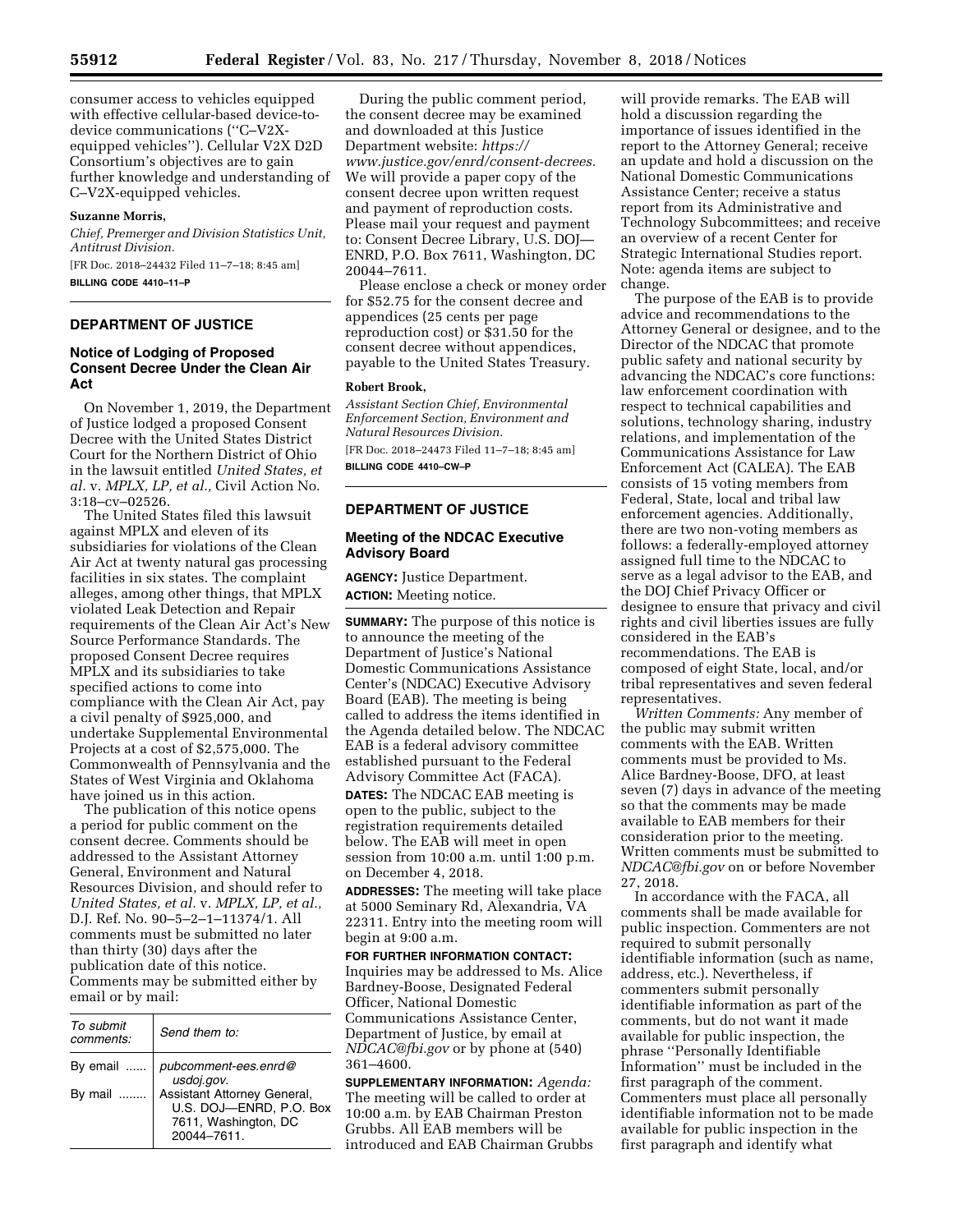consumer access to vehicles equipped with effective cellular-based device-to-device communications (''C–V2X-equipped vehicles''). Cellular V2X D2D Consortium's objectives are to gain further knowledge and understanding of C–V2X-equipped vehicles.

**Suzanne Morris,**

*Chief, Premerger and Division Statistics Unit, Antitrust Division.*

[FR Doc. 2018–24432 Filed 11–7–18; 8:45 am]

**BILLING CODE 4410–11–P**

## DEPARTMENT OF JUSTICE

### Notice of Lodging of Proposed Consent Decree Under the Clean Air Act

On November 1, 2019, the Department of Justice lodged a proposed Consent Decree with the United States District Court for the Northern District of Ohio in the lawsuit entitled *United States, et al.* v. *MPLX, LP, et al.,* Civil Action No. 3:18–cv–02526.

The United States filed this lawsuit against MPLX and eleven of its subsidiaries for violations of the Clean Air Act at twenty natural gas processing facilities in six states. The complaint alleges, among other things, that MPLX violated Leak Detection and Repair requirements of the Clean Air Act's New Source Performance Standards. The proposed Consent Decree requires MPLX and its subsidiaries to take specified actions to come into compliance with the Clean Air Act, pay a civil penalty of $925,000, and undertake Supplemental Environmental Projects at a cost of $2,575,000. The Commonwealth of Pennsylvania and the States of West Virginia and Oklahoma have joined us in this action.

The publication of this notice opens a period for public comment on the consent decree. Comments should be addressed to the Assistant Attorney General, Environment and Natural Resources Division, and should refer to *United States, et al.* v. *MPLX, LP, et al.,* D.J. Ref. No. 90–5–2–1–11374/1. All comments must be submitted no later than thirty (30) days after the publication date of this notice. Comments may be submitted either by email or by mail:

| To submit comments: | Send them to: |
|---|---|
| By email ...... | *pubcomment-ees.enrd@usdoj.gov.* |
| By mail ........ | Assistant Attorney General, U.S. DOJ—ENRD, P.O. Box 7611, Washington, DC 20044–7611. |

During the public comment period, the consent decree may be examined and downloaded at this Justice Department website: *https://www.justice.gov/enrd/consent-decrees.* We will provide a paper copy of the consent decree upon written request and payment of reproduction costs. Please mail your request and payment to: Consent Decree Library, U.S. DOJ—ENRD, P.O. Box 7611, Washington, DC 20044–7611.

Please enclose a check or money order for $52.75 for the consent decree and appendices (25 cents per page reproduction cost) or $31.50 for the consent decree without appendices, payable to the United States Treasury.

**Robert Brook,**

*Assistant Section Chief, Environmental Enforcement Section, Environment and Natural Resources Division.*

[FR Doc. 2018–24473 Filed 11–7–18; 8:45 am]

**BILLING CODE 4410–CW–P**

## DEPARTMENT OF JUSTICE

### Meeting of the NDCAC Executive Advisory Board

**AGENCY:** Justice Department.

**ACTION:** Meeting notice.

**SUMMARY:** The purpose of this notice is to announce the meeting of the Department of Justice's National Domestic Communications Assistance Center's (NDCAC) Executive Advisory Board (EAB). The meeting is being called to address the items identified in the Agenda detailed below. The NDCAC EAB is a federal advisory committee established pursuant to the Federal Advisory Committee Act (FACA).

**DATES:** The NDCAC EAB meeting is open to the public, subject to the registration requirements detailed below. The EAB will meet in open session from 10:00 a.m. until 1:00 p.m. on December 4, 2018.

**ADDRESSES:** The meeting will take place at 5000 Seminary Rd, Alexandria, VA 22311. Entry into the meeting room will begin at 9:00 a.m.

**FOR FURTHER INFORMATION CONTACT:** Inquiries may be addressed to Ms. Alice Bardney-Boose, Designated Federal Officer, National Domestic Communications Assistance Center, Department of Justice, by email at *NDCAC@fbi.gov* or by phone at (540) 361–4600.

**SUPPLEMENTARY INFORMATION:** *Agenda:* The meeting will be called to order at 10:00 a.m. by EAB Chairman Preston Grubbs. All EAB members will be introduced and EAB Chairman Grubbs will provide remarks. The EAB will hold a discussion regarding the importance of issues identified in the report to the Attorney General; receive an update and hold a discussion on the National Domestic Communications Assistance Center; receive a status report from its Administrative and Technology Subcommittees; and receive an overview of a recent Center for Strategic International Studies report. Note: agenda items are subject to change.

The purpose of the EAB is to provide advice and recommendations to the Attorney General or designee, and to the Director of the NDCAC that promote public safety and national security by advancing the NDCAC's core functions: law enforcement coordination with respect to technical capabilities and solutions, technology sharing, industry relations, and implementation of the Communications Assistance for Law Enforcement Act (CALEA). The EAB consists of 15 voting members from Federal, State, local and tribal law enforcement agencies. Additionally, there are two non-voting members as follows: a federally-employed attorney assigned full time to the NDCAC to serve as a legal advisor to the EAB, and the DOJ Chief Privacy Officer or designee to ensure that privacy and civil rights and civil liberties issues are fully considered in the EAB's recommendations. The EAB is composed of eight State, local, and/or tribal representatives and seven federal representatives.

*Written Comments:* Any member of the public may submit written comments with the EAB. Written comments must be provided to Ms. Alice Bardney-Boose, DFO, at least seven (7) days in advance of the meeting so that the comments may be made available to EAB members for their consideration prior to the meeting. Written comments must be submitted to *NDCAC@fbi.gov* on or before November 27, 2018.

In accordance with the FACA, all comments shall be made available for public inspection. Commenters are not required to submit personally identifiable information (such as name, address, etc.). Nevertheless, if commenters submit personally identifiable information as part of the comments, but do not want it made available for public inspection, the phrase ''Personally Identifiable Information'' must be included in the first paragraph of the comment. Commenters must place all personally identifiable information not to be made available for public inspection in the first paragraph and identify what